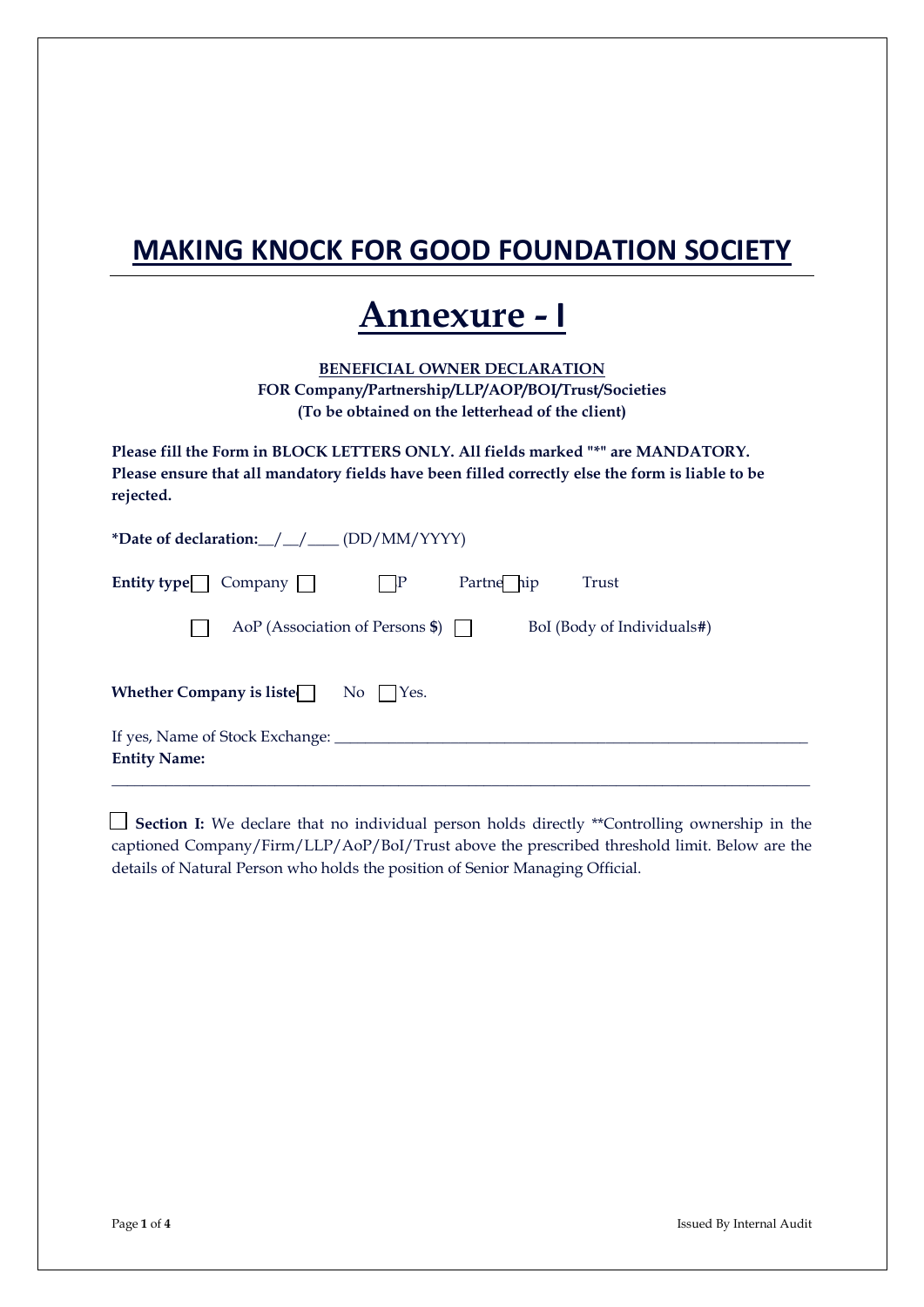# MAKING KNOCK FOR GOOD FOUNDATION SOCIETY

# Annexure - I

**BENEFICIAL OWNER DECLARATION**
**FOR Company/Partnership/LLP/AOP/BOI/Trust/Societies**
**(To be obtained on the letterhead of the client)**

**Please fill the Form in BLOCK LETTERS ONLY. All fields marked "*" are MANDATORY. Please ensure that all mandatory fields have been filled correctly else the form is liable to be rejected.**

***Date of declaration:**__/__/____ (DD/MM/YYYY)

**Entity type** ☐ Company ☐ ☐ P Partne☐hip Trust

☐ AoP (Association of Persons **$**) ☐ BoI (Body of Individuals**#**)

**Whether Company is liste**☐ No ☐ Yes.

If yes, Name of Stock Exchange: ______________________________________________________________

**Entity Name:**

______________________________________________________________________________________

☐ **Section I:** We declare that no individual person holds directly **Controlling ownership in the captioned Company/Firm/LLP/AoP/BoI/Trust above the prescribed threshold limit. Below are the details of Natural Person who holds the position of Senior Managing Official.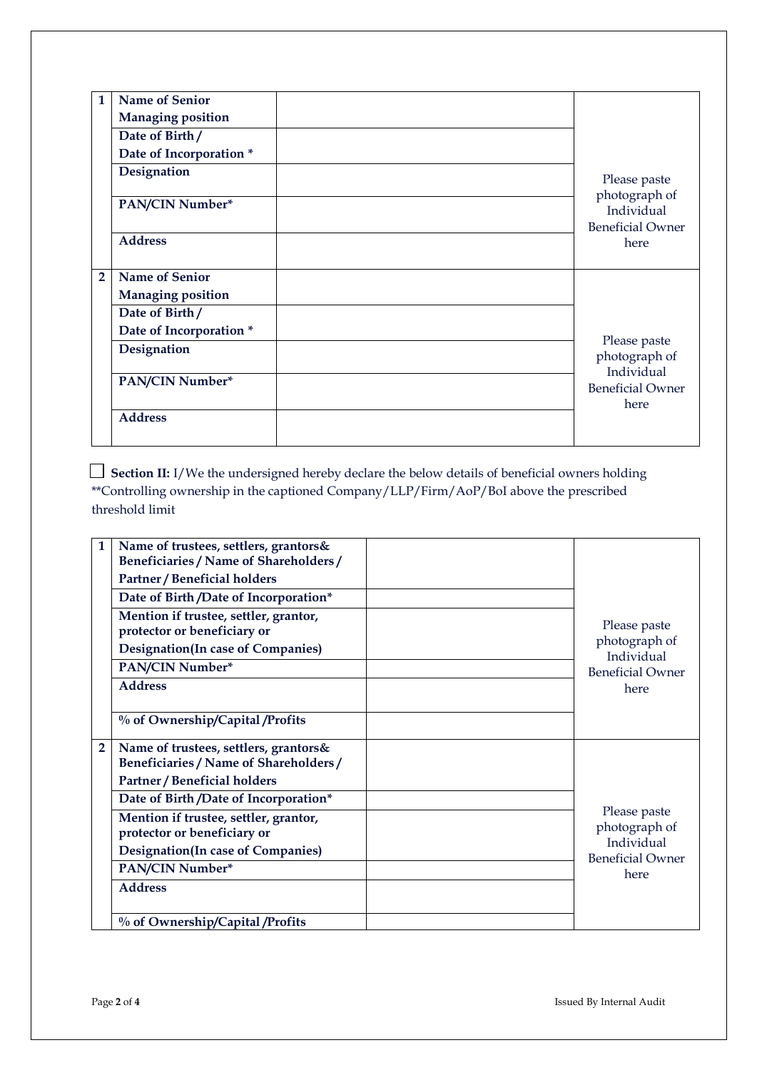| 1 | Name of Senior Managing position | | Please paste photograph of Individual Beneficial Owner here |
|---|---|---|---|
| | Date of Birth / Date of Incorporation * | | |
| | Designation | | |
| | PAN/CIN Number* | | |
| | Address | | |
| 2 | Name of Senior Managing position | | Please paste photograph of Individual Beneficial Owner here |
| | Date of Birth / Date of Incorporation * | | |
| | Designation | | |
| | PAN/CIN Number* | | |
| | Address | | |

☐ **Section II:** I/We the undersigned hereby declare the below details of beneficial owners holding **Controlling ownership in the captioned Company/LLP/Firm/AoP/BoI above the prescribed threshold limit

| 1 | Name of trustees, settlers, grantors& Beneficiaries / Name of Shareholders / Partner / Beneficial holders | | Please paste photograph of Individual Beneficial Owner here |
|---|---|---|---|
| | Date of Birth /Date of Incorporation* | | |
| | Mention if trustee, settler, grantor, protector or beneficiary or Designation(In case of Companies) | | |
| | PAN/CIN Number* | | |
| | Address | | |
| | % of Ownership/Capital /Profits | | |
| 2 | Name of trustees, settlers, grantors& Beneficiaries / Name of Shareholders / Partner / Beneficial holders | | Please paste photograph of Individual Beneficial Owner here |
| | Date of Birth /Date of Incorporation* | | |
| | Mention if trustee, settler, grantor, protector or beneficiary or Designation(In case of Companies) | | |
| | PAN/CIN Number* | | |
| | Address | | |
| | % of Ownership/Capital /Profits | | |

Issued By Internal Audit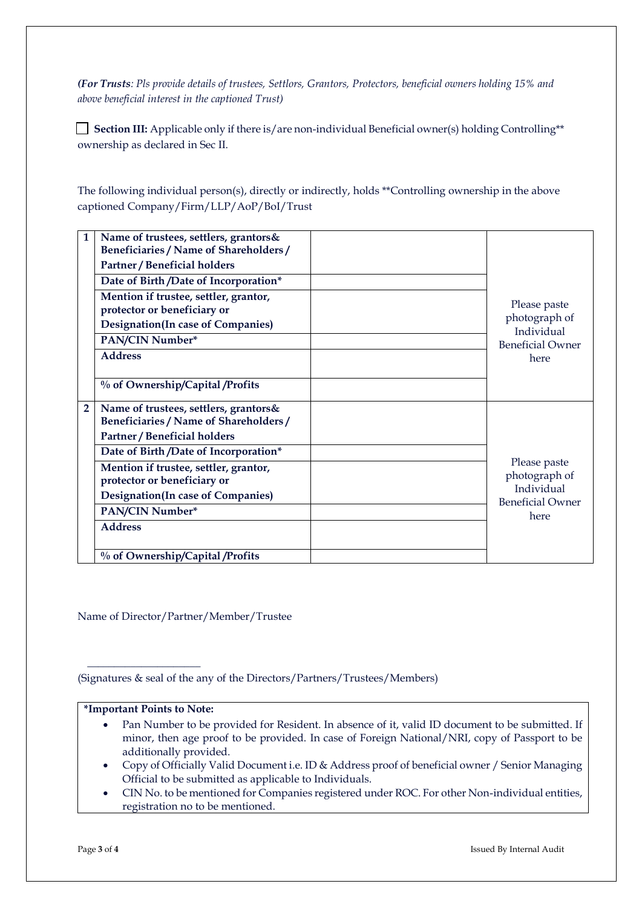***(For Trusts**: Pls provide details of trustees, Settlors, Grantors, Protectors, beneficial owners holding 15% and above beneficial interest in the captioned Trust)*

☐ **Section III:** Applicable only if there is/are non-individual Beneficial owner(s) holding Controlling** ownership as declared in Sec II.

The following individual person(s), directly or indirectly, holds **Controlling ownership in the above captioned Company/Firm/LLP/AoP/BoI/Trust

| | | | |
|---|---|---|---|
| **1** | **Name of trustees, settlers, grantors& Beneficiaries / Name of Shareholders / Partner / Beneficial holders** | | Please paste photograph of Individual Beneficial Owner here |
| | **Date of Birth /Date of Incorporation*** | | |
| | **Mention if trustee, settler, grantor, protector or beneficiary or Designation(In case of Companies)** | | |
| | **PAN/CIN Number*** | | |
| | **Address** | | |
| | **% of Ownership/Capital /Profits** | | |
| **2** | **Name of trustees, settlers, grantors& Beneficiaries / Name of Shareholders / Partner / Beneficial holders** | | Please paste photograph of Individual Beneficial Owner here |
| | **Date of Birth /Date of Incorporation*** | | |
| | **Mention if trustee, settler, grantor, protector or beneficiary or Designation(In case of Companies)** | | |
| | **PAN/CIN Number*** | | |
| | **Address** | | |
| | **% of Ownership/Capital /Profits** | | |

Name of Director/Partner/Member/Trustee

\_\_\_\_\_\_\_\_\_\_\_\_\_\_\_\_\_\_\_\_\_

(Signatures & seal of the any of the Directors/Partners/Trustees/Members)

**\*Important Points to Note:**

- Pan Number to be provided for Resident. In absence of it, valid ID document to be submitted. If minor, then age proof to be provided. In case of Foreign National/NRI, copy of Passport to be additionally provided.
- Copy of Officially Valid Document i.e. ID & Address proof of beneficial owner / Senior Managing Official to be submitted as applicable to Individuals.
- CIN No. to be mentioned for Companies registered under ROC. For other Non-individual entities, registration no to be mentioned.

Issued By Internal Audit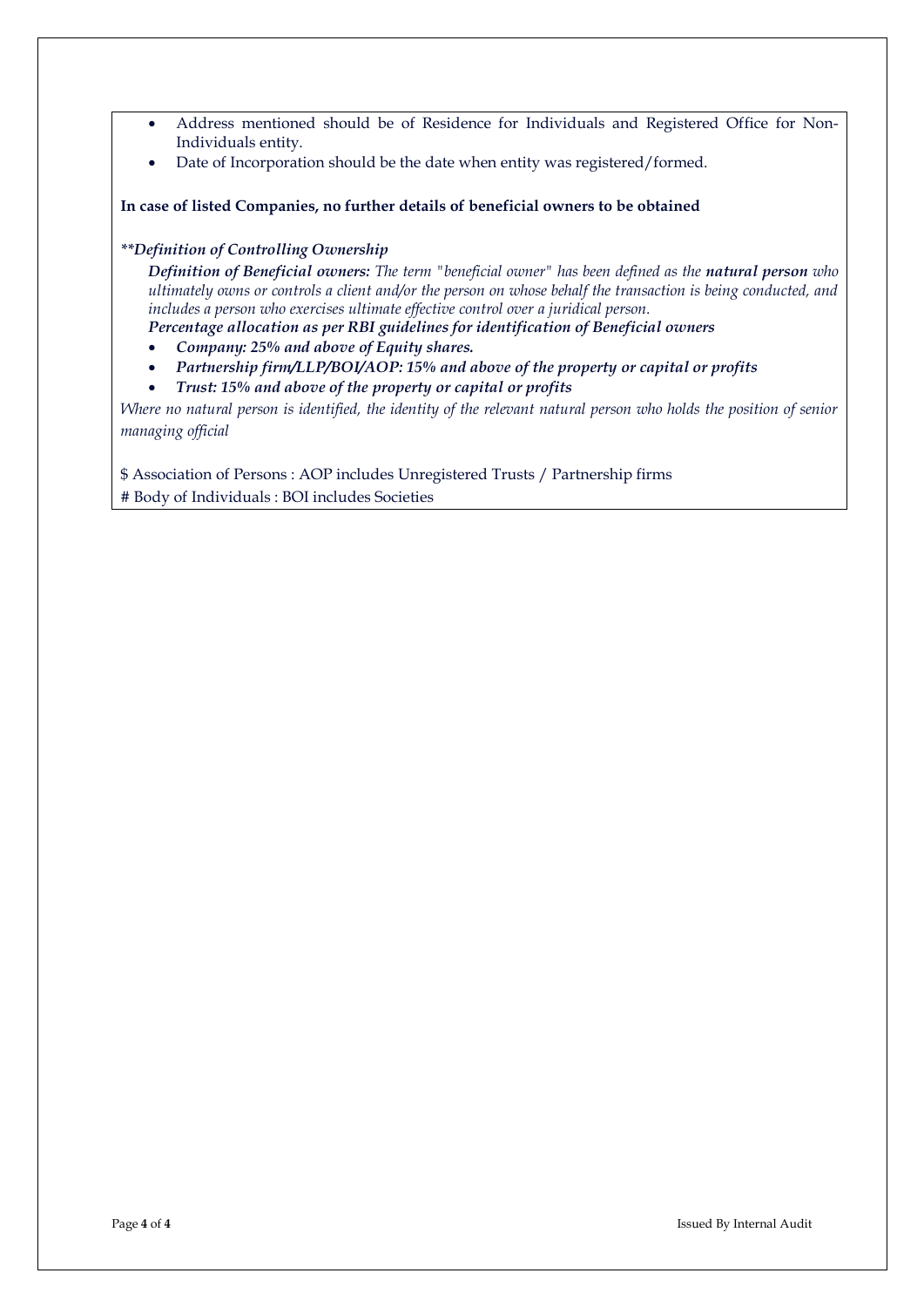- Address mentioned should be of Residence for Individuals and Registered Office for Non-Individuals entity.
- Date of Incorporation should be the date when entity was registered/formed.

**In case of listed Companies, no further details of beneficial owners to be obtained**

***\*\*Definition of Controlling Ownership***

***Definition of Beneficial owners:*** *The term "beneficial owner" has been defined as the* ***natural person*** *who ultimately owns or controls a client and/or the person on whose behalf the transaction is being conducted, and includes a person who exercises ultimate effective control over a juridical person.*

***Percentage allocation as per RBI guidelines for identification of Beneficial owners***

- ***Company: 25% and above of Equity shares.***
- ***Partnership firm/LLP/BOI/AOP: 15% and above of the property or capital or profits***
- ***Trust: 15% and above of the property or capital or profits***

*Where no natural person is identified, the identity of the relevant natural person who holds the position of senior managing official*

$ Association of Persons : AOP includes Unregistered Trusts / Partnership firms

# Body of Individuals : BOI includes Societies

Issued By Internal Audit